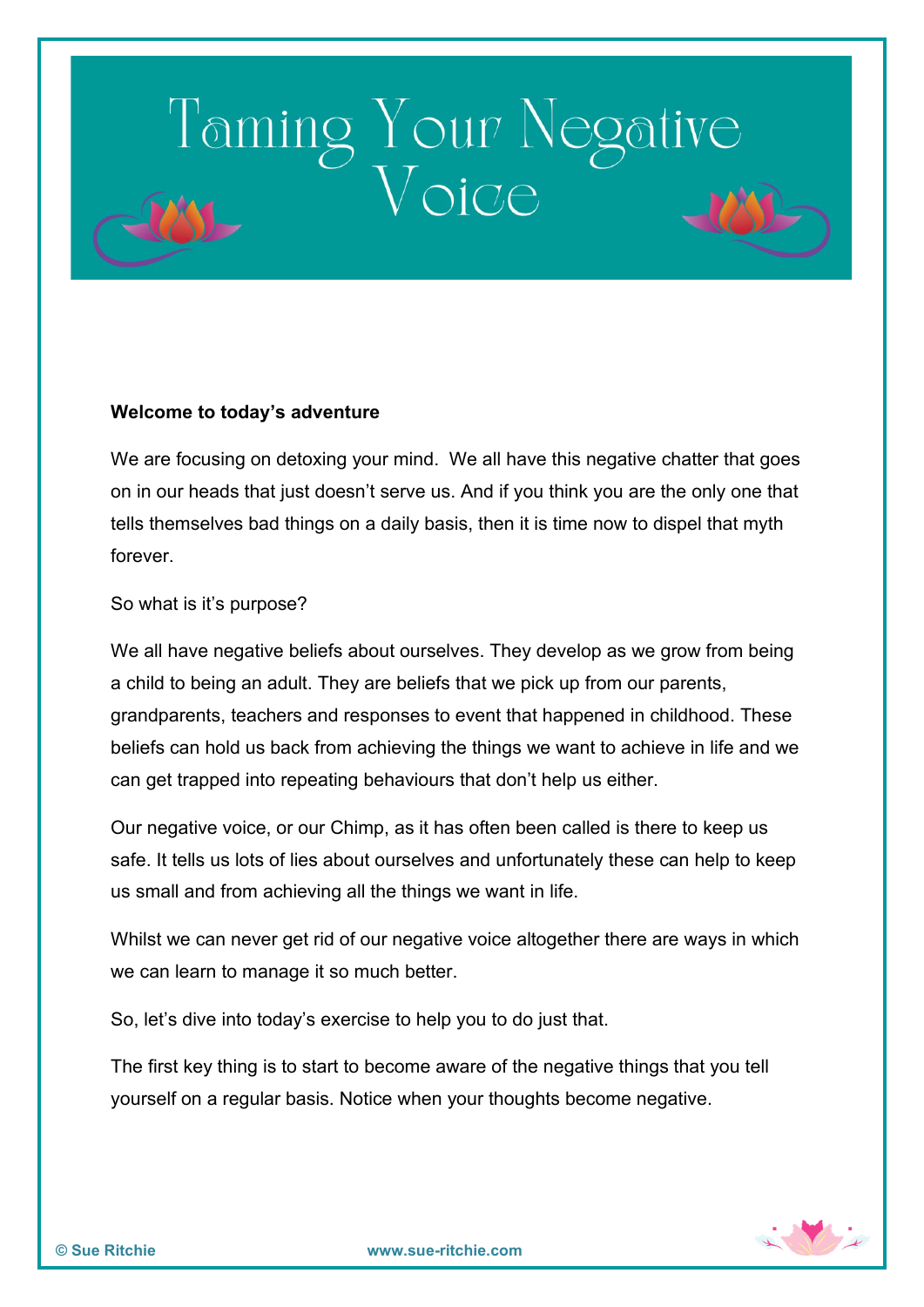# Taming Your Negative Voice

**Welcome to today's adventure**

We are focusing on detoxing your mind. We all have this negative chatter that goes on in our heads that just doesn't serve us. And if you think you are the only one that tells themselves bad things on a daily basis, then it is time now to dispel that myth forever.

So what is it's purpose?

We all have negative beliefs about ourselves. They develop as we grow from being a child to being an adult. They are beliefs that we pick up from our parents, grandparents, teachers and responses to event that happened in childhood. These beliefs can hold us back from achieving the things we want to achieve in life and we can get trapped into repeating behaviours that don't help us either.

Our negative voice, or our Chimp, as it has often been called is there to keep us safe. It tells us lots of lies about ourselves and unfortunately these can help to keep us small and from achieving all the things we want in life.

Whilst we can never get rid of our negative voice altogether there are ways in which we can learn to manage it so much better.

So, let's dive into today's exercise to help you to do just that.

The first key thing is to start to become aware of the negative things that you tell yourself on a regular basis. Notice when your thoughts become negative.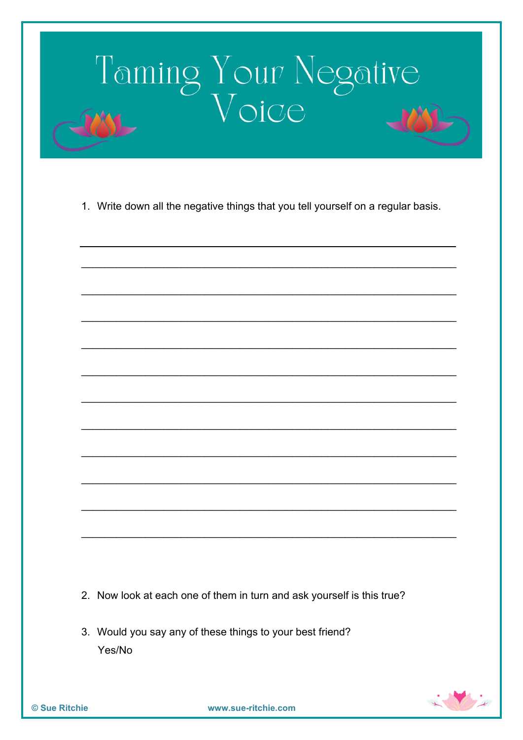# Taming Your Negative Voice

1. Write down all the negative things that you tell yourself on a regular basis.

___________________________________________________________

___________________________________________________________

___________________________________________________________

___________________________________________________________

___________________________________________________________

___________________________________________________________

___________________________________________________________

___________________________________________________________

___________________________________________________________

___________________________________________________________

___________________________________________________________

___________________________________________________________

2. Now look at each one of them in turn and ask yourself is this true?

3. Would you say any of these things to your best friend?
   Yes/No

© Sue Ritchie www.sue-ritchie.com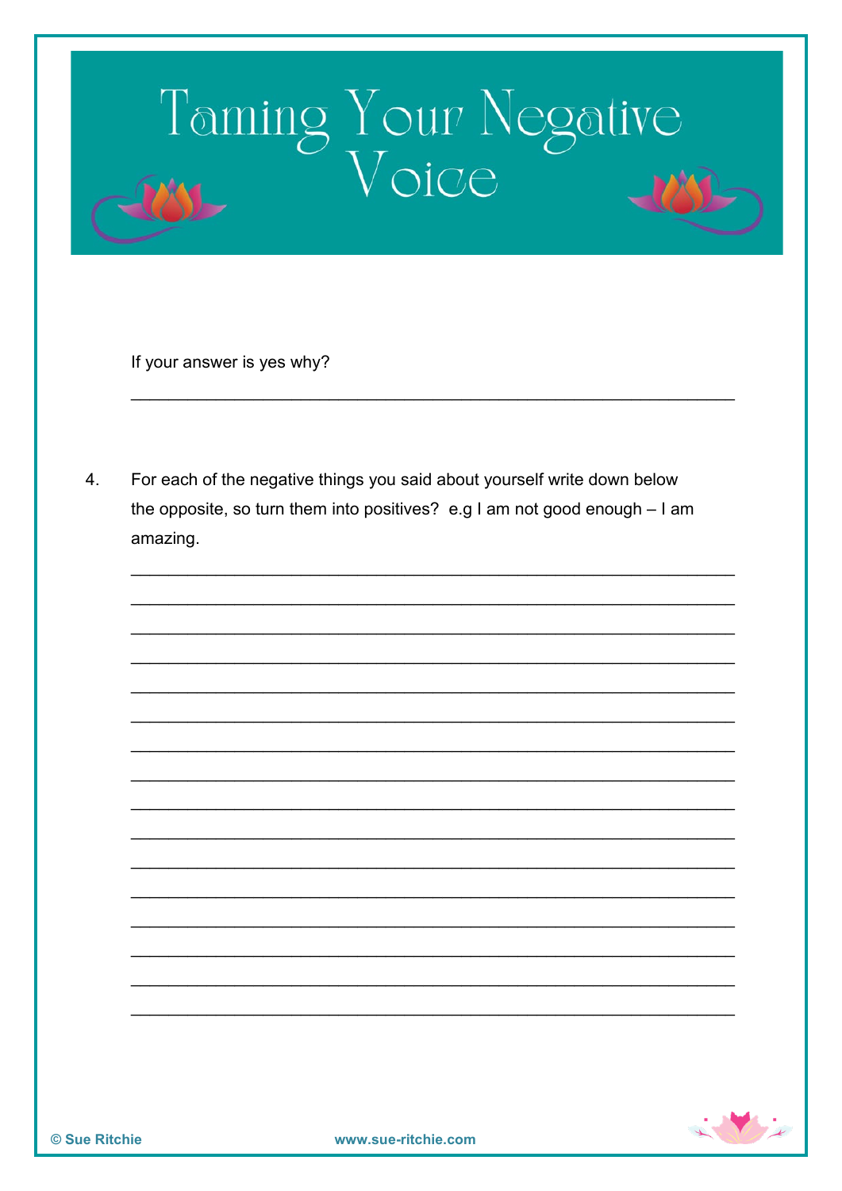# Taming Your Negative Voice

If your answer is yes why?

___________________________________________________________

4. For each of the negative things you said about yourself write down below the opposite, so turn them into positives? e.g I am not good enough – I am amazing.

___________________________________________________________
___________________________________________________________
___________________________________________________________
___________________________________________________________
___________________________________________________________
___________________________________________________________
___________________________________________________________
___________________________________________________________
___________________________________________________________
___________________________________________________________
___________________________________________________________
___________________________________________________________
___________________________________________________________
___________________________________________________________
___________________________________________________________
___________________________________________________________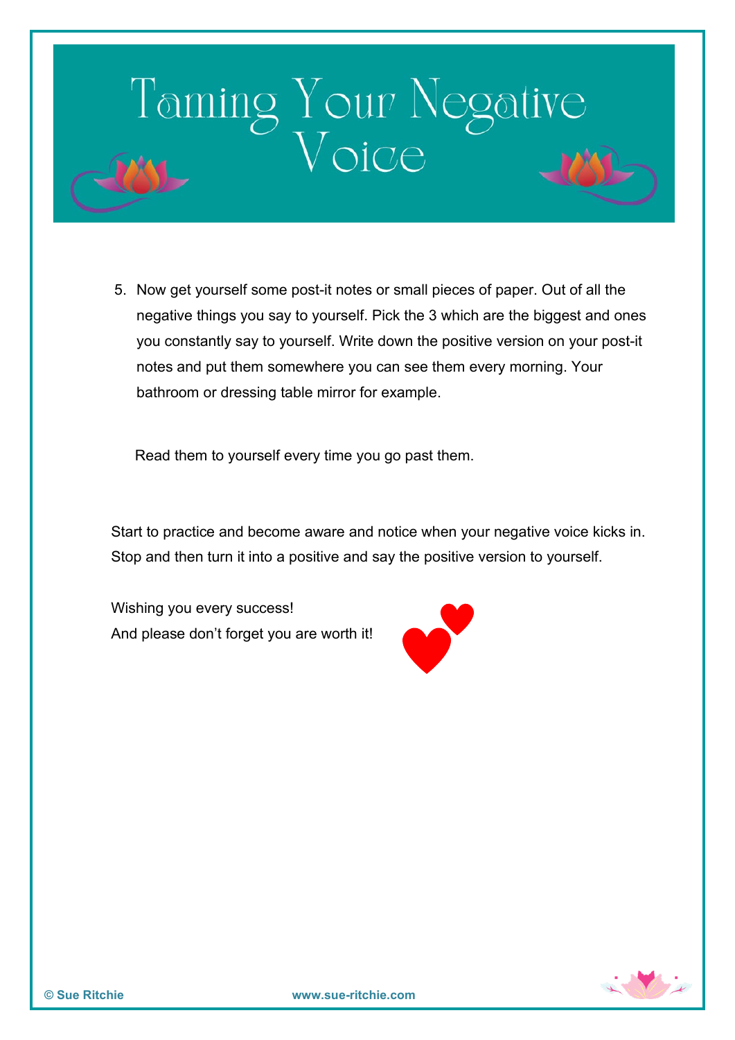# Taming Your Negative Voice

5. Now get yourself some post-it notes or small pieces of paper. Out of all the negative things you say to yourself. Pick the 3 which are the biggest and ones you constantly say to yourself. Write down the positive version on your post-it notes and put them somewhere you can see them every morning. Your bathroom or dressing table mirror for example.

   Read them to yourself every time you go past them.

Start to practice and become aware and notice when your negative voice kicks in. Stop and then turn it into a positive and say the positive version to yourself.

Wishing you every success!
And please don't forget you are worth it!